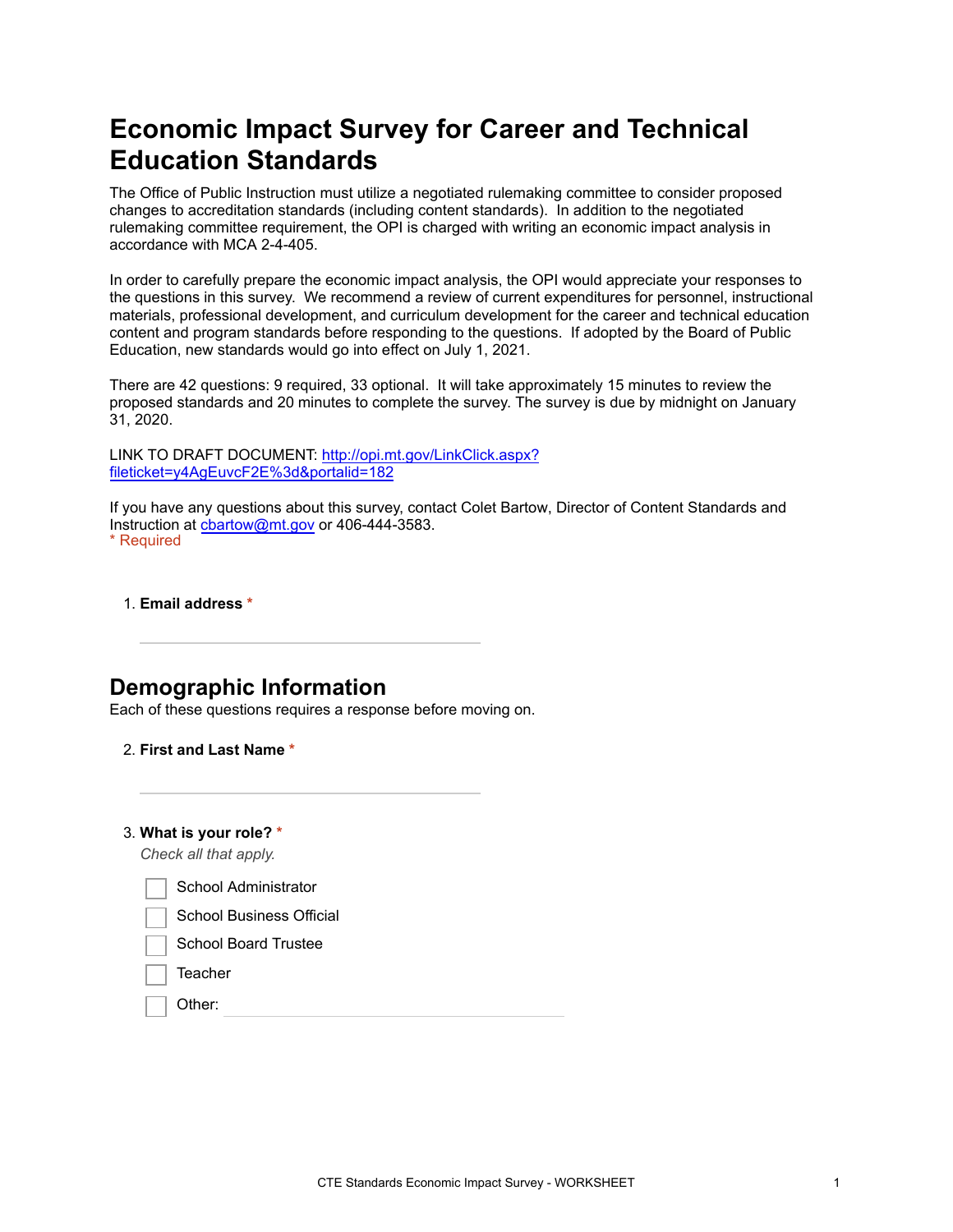# Economic Impact Survey for Career and Technical Education Standards

The Office of Public Instruction must utilize a negotiated rulemaking committee to consider proposed changes to accreditation standards (including content standards). In addition to the negotiated rulemaking committee requirement, the OPI is charged with writing an economic impact analysis in accordance with MCA 2-4-405.

In order to carefully prepare the economic impact analysis, the OPI would appreciate your responses to the questions in this survey. We recommend a review of current expenditures for personnel, instructional materials, professional development, and curriculum development for the career and technical education content and program standards before responding to the questions. If adopted by the Board of Public Education, new standards would go into effect on July 1, 2021.

There are 42 questions: 9 required, 33 optional. It will take approximately 15 minutes to review the proposed standards and 20 minutes to complete the survey. The survey is due by midnight on January 31, 2020.

LINK TO DRAFT DOCUMENT: [http://opi.mt.gov/LinkClick.aspx?fileticket=y4AgEuvcF2E%3d&portalid=182](http://opi.mt.gov/LinkClick.aspx?fileticket=y4AgEuvcF2E%3d&portalid=182)

If you have any questions about this survey, contact Colet Bartow, Director of Content Standards and Instruction at [cbartow@mt.gov](mailto:cbartow@mt.gov) or 406-444-3583.

\* Required

1. **Email address** *

______________________________

## Demographic Information

Each of these questions requires a response before moving on.

2. **First and Last Name** *

______________________________

3. **What is your role?** *

*Check all that apply.*

- [ ] School Administrator
- [ ] School Business Official
- [ ] School Board Trustee
- [ ] Teacher
- [ ] Other: ______________________________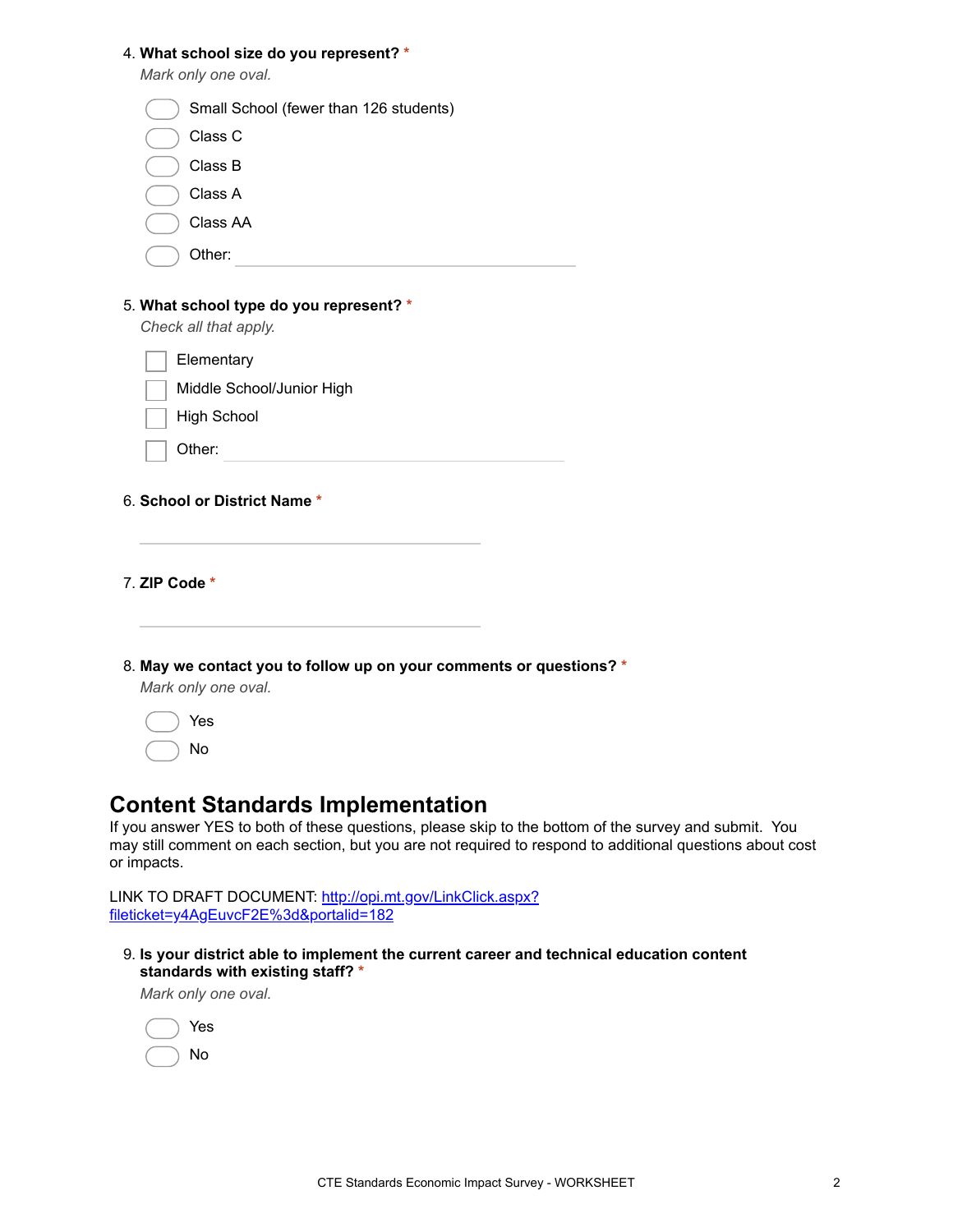4. **What school size do you represent?** *

   *Mark only one oval.*

   - ◯ Small School (fewer than 126 students)
   - ◯ Class C
   - ◯ Class B
   - ◯ Class A
   - ◯ Class AA
   - ◯ Other: ____________________

5. **What school type do you represent?** *

   *Check all that apply.*

   - [ ] Elementary
   - [ ] Middle School/Junior High
   - [ ] High School
   - [ ] Other: ____________________

6. **School or District Name** *

   ____________________

7. **ZIP Code** *

   ____________________

8. **May we contact you to follow up on your comments or questions?** *

   *Mark only one oval.*

   - ◯ Yes
   - ◯ No

## Content Standards Implementation

If you answer YES to both of these questions, please skip to the bottom of the survey and submit. You may still comment on each section, but you are not required to respond to additional questions about cost or impacts.

LINK TO DRAFT DOCUMENT: [http://opi.mt.gov/LinkClick.aspx?fileticket=y4AgEuvcF2E%3d&portalid=182](http://opi.mt.gov/LinkClick.aspx?fileticket=y4AgEuvcF2E%3d&portalid=182)

9. **Is your district able to implement the current career and technical education content standards with existing staff?** *

   *Mark only one oval.*

   - ◯ Yes
   - ◯ No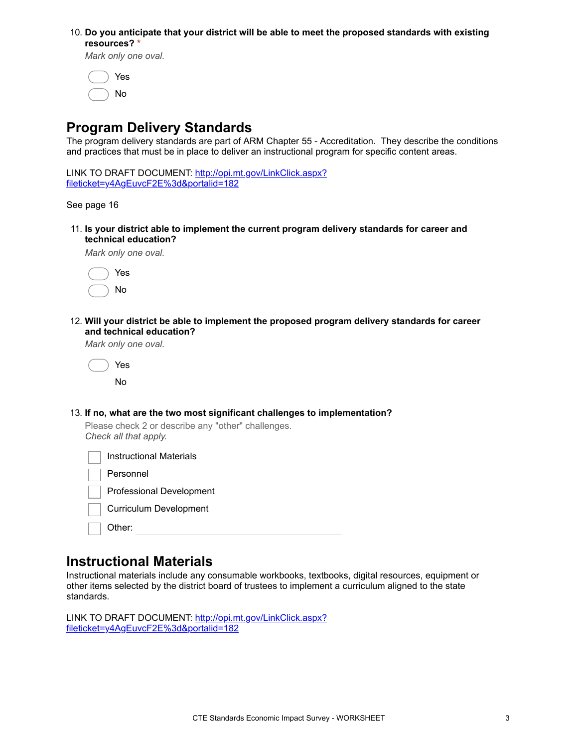10. **Do you anticipate that your district will be able to meet the proposed standards with existing resources?** *

*Mark only one oval.*

- Yes
- No

## Program Delivery Standards

The program delivery standards are part of ARM Chapter 55 - Accreditation. They describe the conditions and practices that must be in place to deliver an instructional program for specific content areas.

LINK TO DRAFT DOCUMENT: [http://opi.mt.gov/LinkClick.aspx?fileticket=y4AgEuvcF2E%3d&portalid=182](http://opi.mt.gov/LinkClick.aspx?fileticket=y4AgEuvcF2E%3d&portalid=182)

See page 16

11. **Is your district able to implement the current program delivery standards for career and technical education?**

*Mark only one oval.*

- Yes
- No

12. **Will your district be able to implement the proposed program delivery standards for career and technical education?**

*Mark only one oval.*

- Yes
- No

13. **If no, what are the two most significant challenges to implementation?**

Please check 2 or describe any "other" challenges.
*Check all that apply.*

- [ ] Instructional Materials
- [ ] Personnel
- [ ] Professional Development
- [ ] Curriculum Development
- [ ] Other: ____________________

## Instructional Materials

Instructional materials include any consumable workbooks, textbooks, digital resources, equipment or other items selected by the district board of trustees to implement a curriculum aligned to the state standards.

LINK TO DRAFT DOCUMENT: [http://opi.mt.gov/LinkClick.aspx?fileticket=y4AgEuvcF2E%3d&portalid=182](http://opi.mt.gov/LinkClick.aspx?fileticket=y4AgEuvcF2E%3d&portalid=182)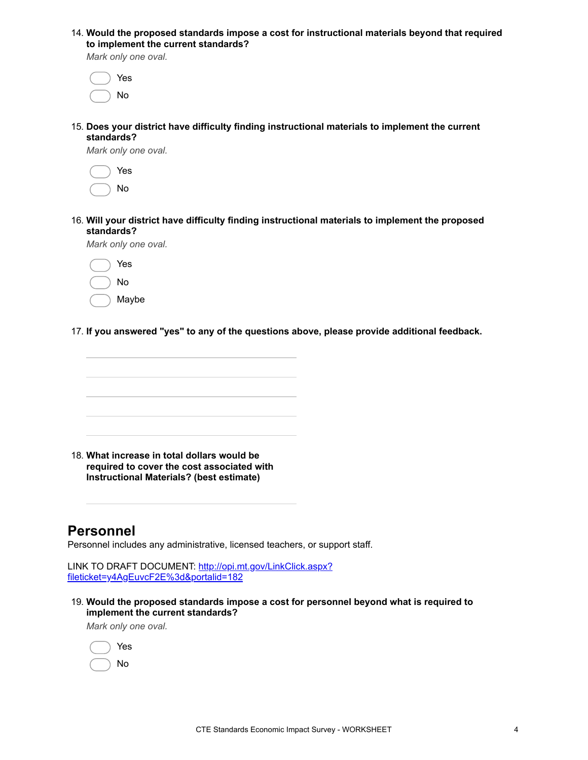14. **Would the proposed standards impose a cost for instructional materials beyond that required to implement the current standards?**

    *Mark only one oval.*

    - Yes
    - No

15. **Does your district have difficulty finding instructional materials to implement the current standards?**

    *Mark only one oval.*

    - Yes
    - No

16. **Will your district have difficulty finding instructional materials to implement the proposed standards?**

    *Mark only one oval.*

    - Yes
    - No
    - Maybe

17. **If you answered "yes" to any of the questions above, please provide additional feedback.**

    _______________________________________________

    _______________________________________________

    _______________________________________________

    _______________________________________________

    _______________________________________________

18. **What increase in total dollars would be required to cover the cost associated with Instructional Materials? (best estimate)**

    _______________________________________________

## Personnel

Personnel includes any administrative, licensed teachers, or support staff.

LINK TO DRAFT DOCUMENT: [http://opi.mt.gov/LinkClick.aspx?fileticket=y4AgEuvcF2E%3d&portalid=182](http://opi.mt.gov/LinkClick.aspx?fileticket=y4AgEuvcF2E%3d&portalid=182)

19. **Would the proposed standards impose a cost for personnel beyond what is required to implement the current standards?**

    *Mark only one oval.*

    - Yes
    - No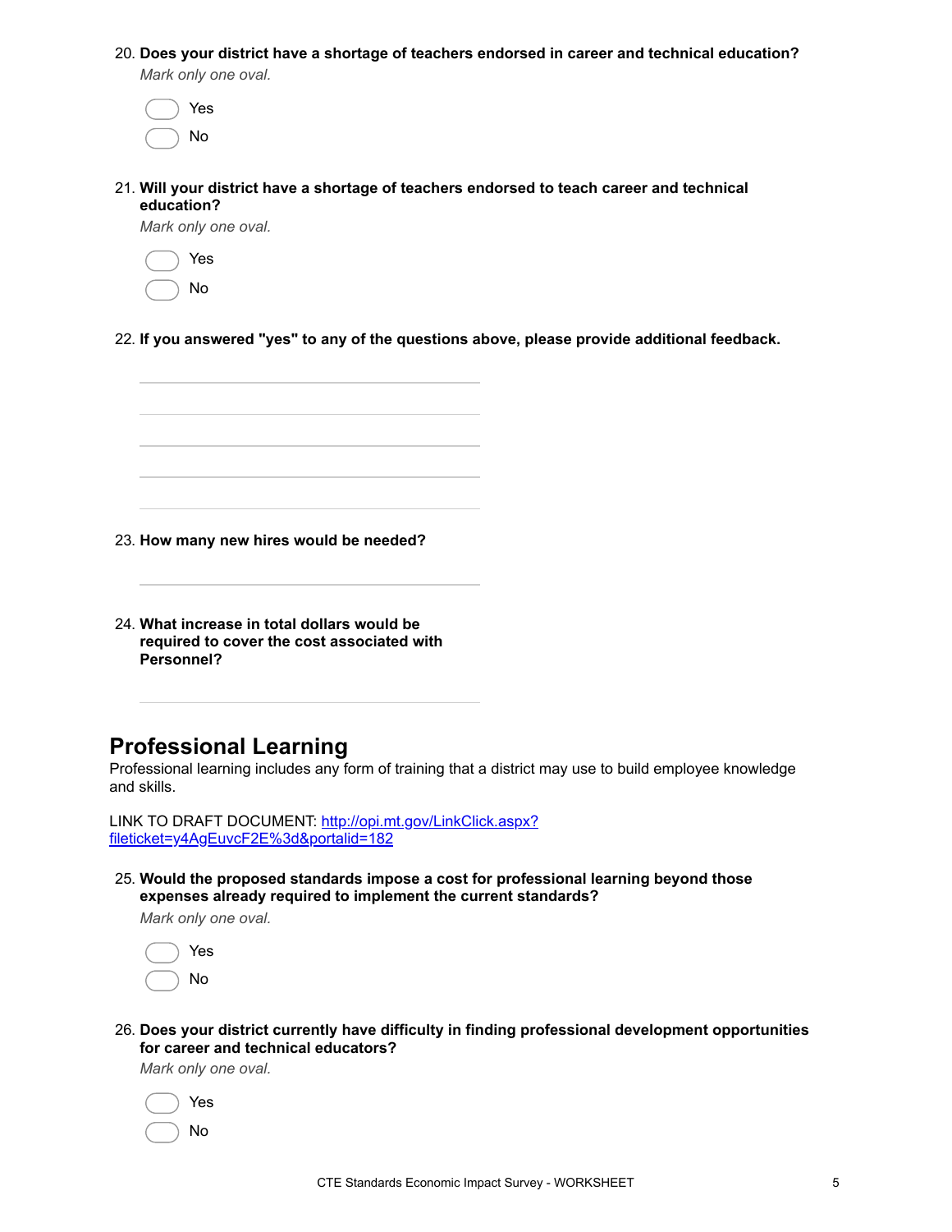20. **Does your district have a shortage of teachers endorsed in career and technical education?**

    *Mark only one oval.*

    - Yes
    - No

21. **Will your district have a shortage of teachers endorsed to teach career and technical education?**

    *Mark only one oval.*

    - Yes
    - No

22. **If you answered "yes" to any of the questions above, please provide additional feedback.**

23. **How many new hires would be needed?**

24. **What increase in total dollars would be required to cover the cost associated with Personnel?**

## Professional Learning

Professional learning includes any form of training that a district may use to build employee knowledge and skills.

LINK TO DRAFT DOCUMENT: [http://opi.mt.gov/LinkClick.aspx?fileticket=y4AgEuvcF2E%3d&portalid=182](http://opi.mt.gov/LinkClick.aspx?fileticket=y4AgEuvcF2E%3d&portalid=182)

25. **Would the proposed standards impose a cost for professional learning beyond those expenses already required to implement the current standards?**

    *Mark only one oval.*

    - Yes
    - No

26. **Does your district currently have difficulty in finding professional development opportunities for career and technical educators?**

    *Mark only one oval.*

    - Yes
    - No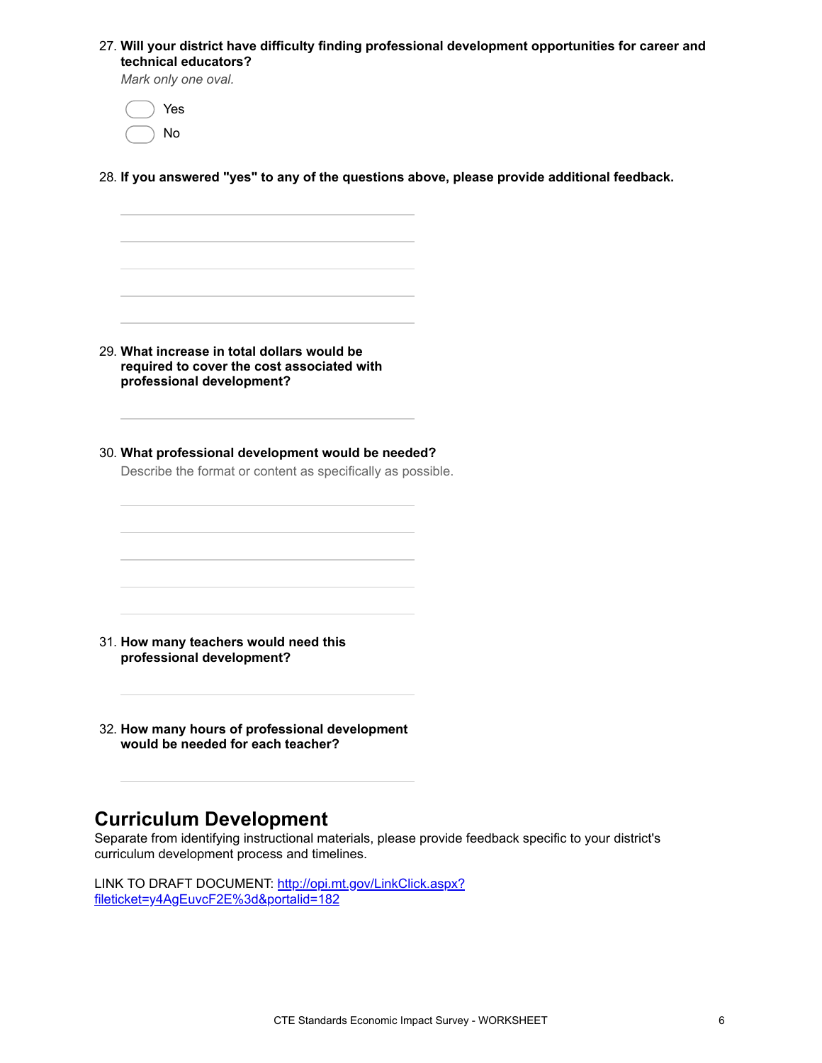27. **Will your district have difficulty finding professional development opportunities for career and technical educators?**

    *Mark only one oval.*

    - Yes
    - No

28. **If you answered "yes" to any of the questions above, please provide additional feedback.**

    _______________________________________________

    _______________________________________________

    _______________________________________________

    _______________________________________________

    _______________________________________________

29. **What increase in total dollars would be required to cover the cost associated with professional development?**

    _______________________________________________

30. **What professional development would be needed?**

    Describe the format or content as specifically as possible.

    _______________________________________________

    _______________________________________________

    _______________________________________________

    _______________________________________________

    _______________________________________________

31. **How many teachers would need this professional development?**

    _______________________________________________

32. **How many hours of professional development would be needed for each teacher?**

    _______________________________________________

## Curriculum Development

Separate from identifying instructional materials, please provide feedback specific to your district's curriculum development process and timelines.

LINK TO DRAFT DOCUMENT: [http://opi.mt.gov/LinkClick.aspx?fileticket=y4AgEuvcF2E%3d&portalid=182](http://opi.mt.gov/LinkClick.aspx?fileticket=y4AgEuvcF2E%3d&portalid=182)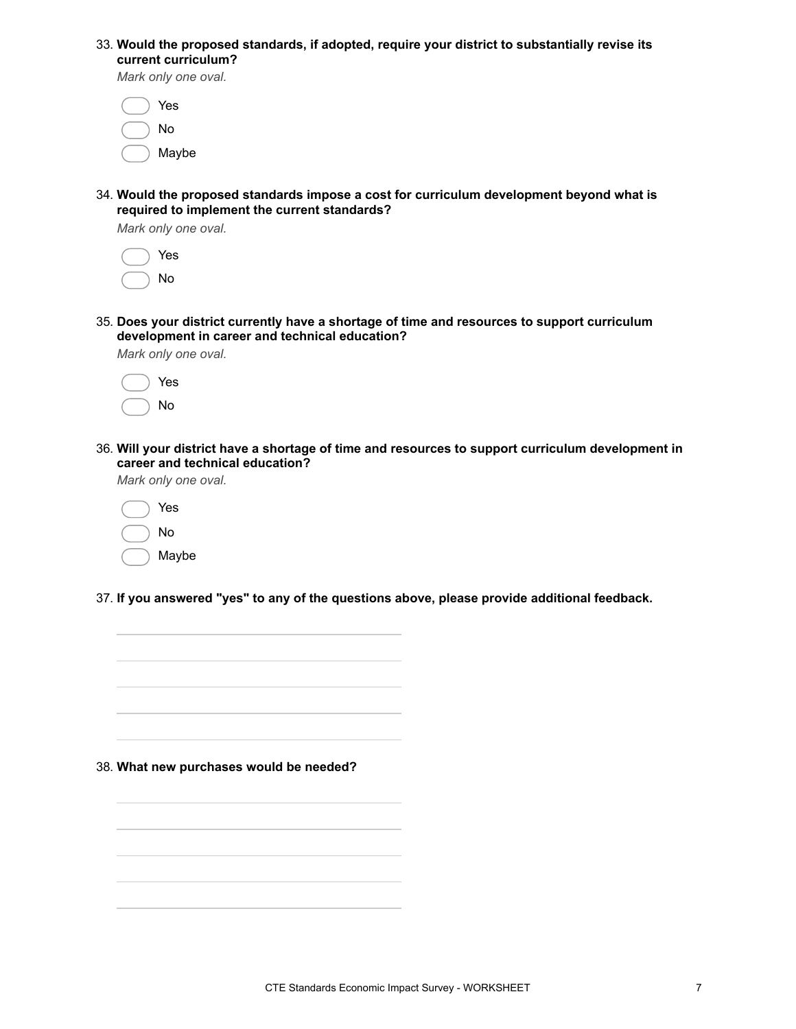33. **Would the proposed standards, if adopted, require your district to substantially revise its current curriculum?**

*Mark only one oval.*

- Yes
- No
- Maybe

34. **Would the proposed standards impose a cost for curriculum development beyond what is required to implement the current standards?**

*Mark only one oval.*

- Yes
- No

35. **Does your district currently have a shortage of time and resources to support curriculum development in career and technical education?**

*Mark only one oval.*

- Yes
- No

36. **Will your district have a shortage of time and resources to support curriculum development in career and technical education?**

*Mark only one oval.*

- Yes
- No
- Maybe

37. **If you answered "yes" to any of the questions above, please provide additional feedback.**

38. **What new purchases would be needed?**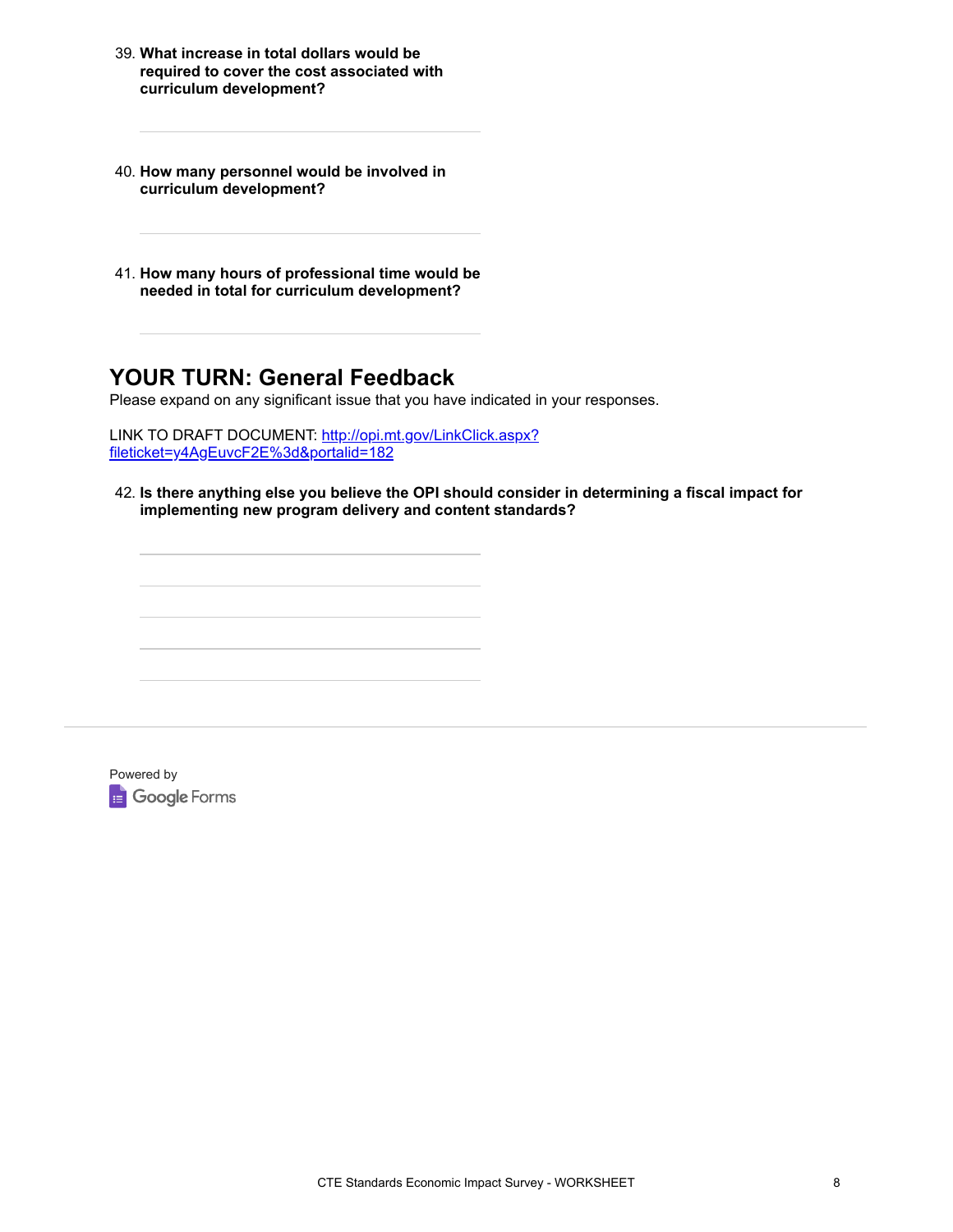39. **What increase in total dollars would be required to cover the cost associated with curriculum development?**

40. **How many personnel would be involved in curriculum development?**

41. **How many hours of professional time would be needed in total for curriculum development?**

## YOUR TURN: General Feedback

Please expand on any significant issue that you have indicated in your responses.

LINK TO DRAFT DOCUMENT: [http://opi.mt.gov/LinkClick.aspx?fileticket=y4AgEuvcF2E%3d&portalid=182](http://opi.mt.gov/LinkClick.aspx?fileticket=y4AgEuvcF2E%3d&portalid=182)

42. **Is there anything else you believe the OPI should consider in determining a fiscal impact for implementing new program delivery and content standards?**

Powered by Google Forms